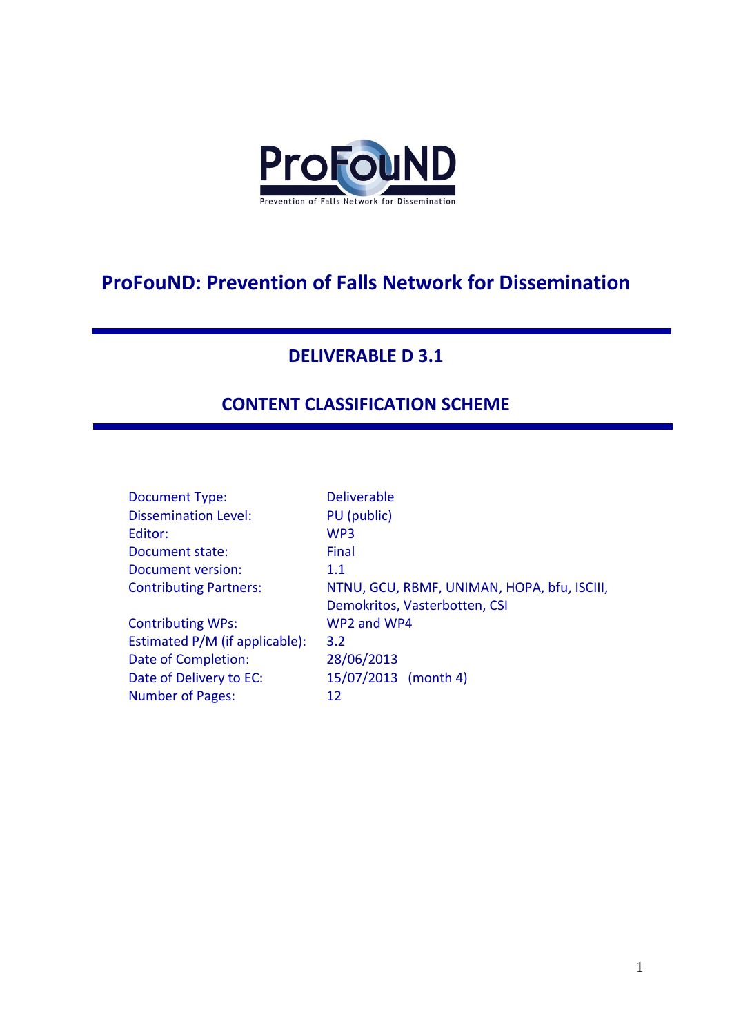ProFouND

Prevention of Falls Network for Dissemination

# ProFouND: Prevention of Falls Network for Dissemination

## DELIVERABLE D 3.1

## CONTENT CLASSIFICATION SCHEME

| | |
|---|---|
| Document Type: | Deliverable |
| Dissemination Level: | PU (public) |
| Editor: | WP3 |
| Document state: | Final |
| Document version: | 1.1 |
| Contributing Partners: | NTNU, GCU, RBMF, UNIMAN, HOPA, bfu, ISCIII, Demokritos, Vasterbotten, CSI |
| Contributing WPs: | WP2 and WP4 |
| Estimated P/M (if applicable): | 3.2 |
| Date of Completion: | 28/06/2013 |
| Date of Delivery to EC: | 15/07/2013 (month 4) |
| Number of Pages: | 12 |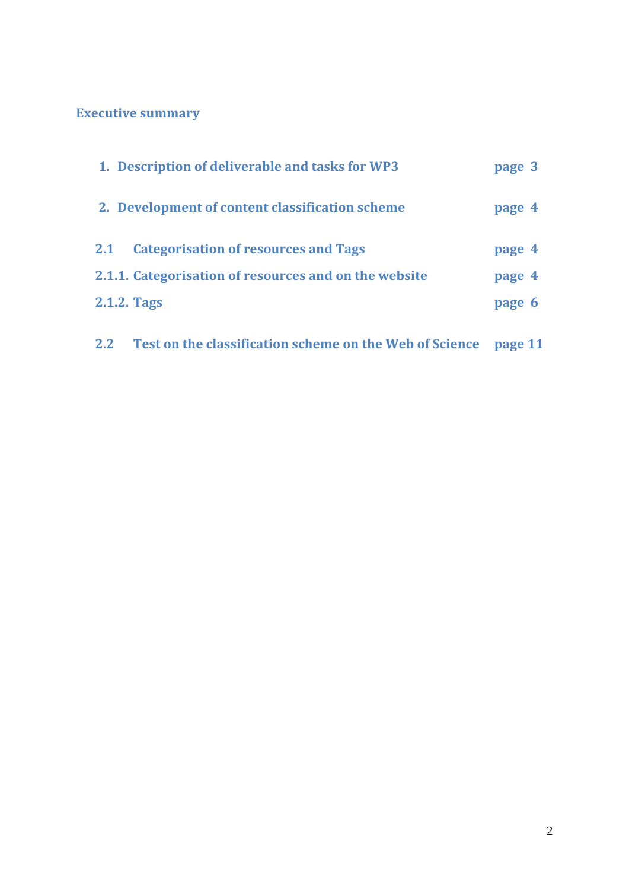**Executive summary**

1. **Description of deliverable and tasks for WP3** page 3

2. **Development of content classification scheme** page 4

**2.1 Categorisation of resources and Tags** page 4

**2.1.1. Categorisation of resources and on the website** page 4

**2.1.2. Tags** page 6

**2.2 Test on the classification scheme on the Web of Science** page 11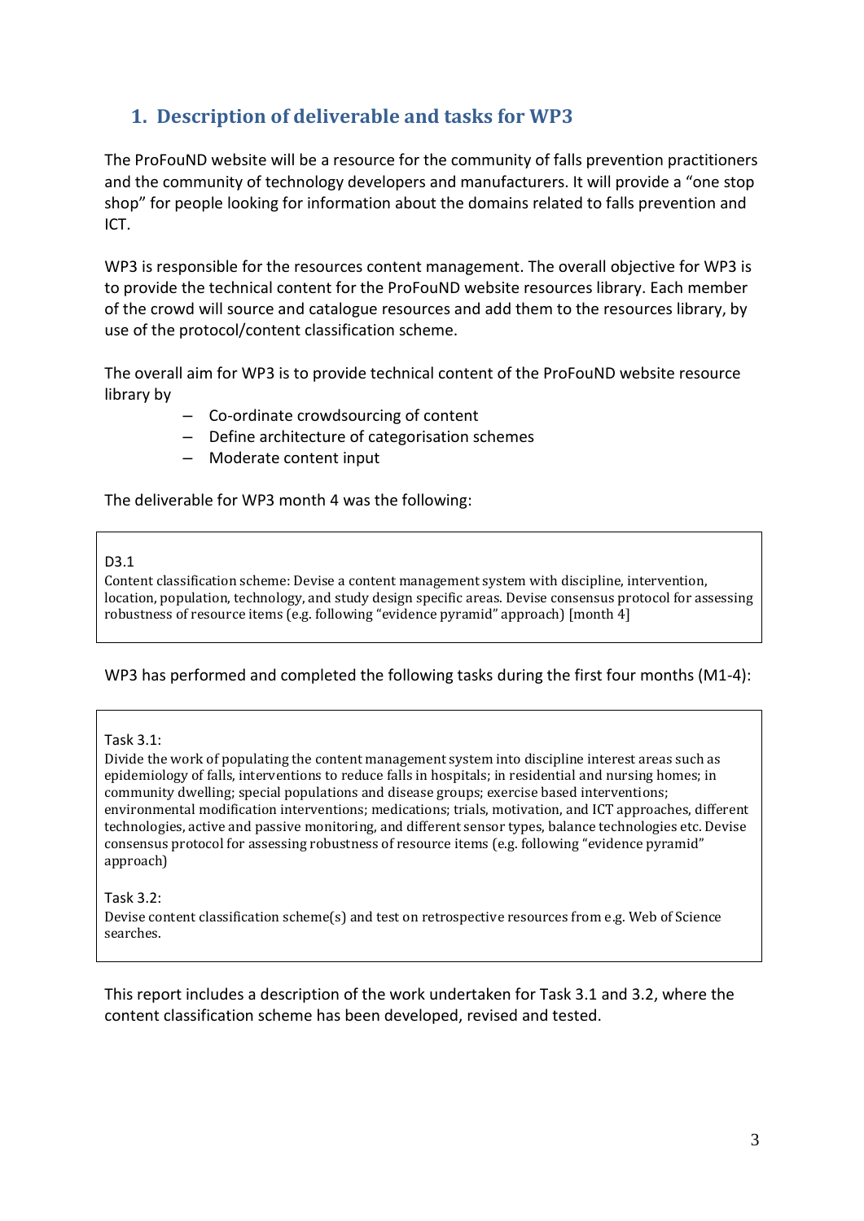## 1. Description of deliverable and tasks for WP3

The ProFouND website will be a resource for the community of falls prevention practitioners and the community of technology developers and manufacturers. It will provide a "one stop shop" for people looking for information about the domains related to falls prevention and ICT.

WP3 is responsible for the resources content management. The overall objective for WP3 is to provide the technical content for the ProFouND website resources library. Each member of the crowd will source and catalogue resources and add them to the resources library, by use of the protocol/content classification scheme.

The overall aim for WP3 is to provide technical content of the ProFouND website resource library by

- Co-ordinate crowdsourcing of content
- Define architecture of categorisation schemes
- Moderate content input

The deliverable for WP3 month 4 was the following:

> D3.1
> Content classification scheme: Devise a content management system with discipline, intervention, location, population, technology, and study design specific areas. Devise consensus protocol for assessing robustness of resource items (e.g. following "evidence pyramid" approach) [month 4]

WP3 has performed and completed the following tasks during the first four months (M1-4):

> Task 3.1:
> Divide the work of populating the content management system into discipline interest areas such as epidemiology of falls, interventions to reduce falls in hospitals; in residential and nursing homes; in community dwelling; special populations and disease groups; exercise based interventions; environmental modification interventions; medications; trials, motivation, and ICT approaches, different technologies, active and passive monitoring, and different sensor types, balance technologies etc. Devise consensus protocol for assessing robustness of resource items (e.g. following "evidence pyramid" approach)
>
> Task 3.2:
> Devise content classification scheme(s) and test on retrospective resources from e.g. Web of Science searches.

This report includes a description of the work undertaken for Task 3.1 and 3.2, where the content classification scheme has been developed, revised and tested.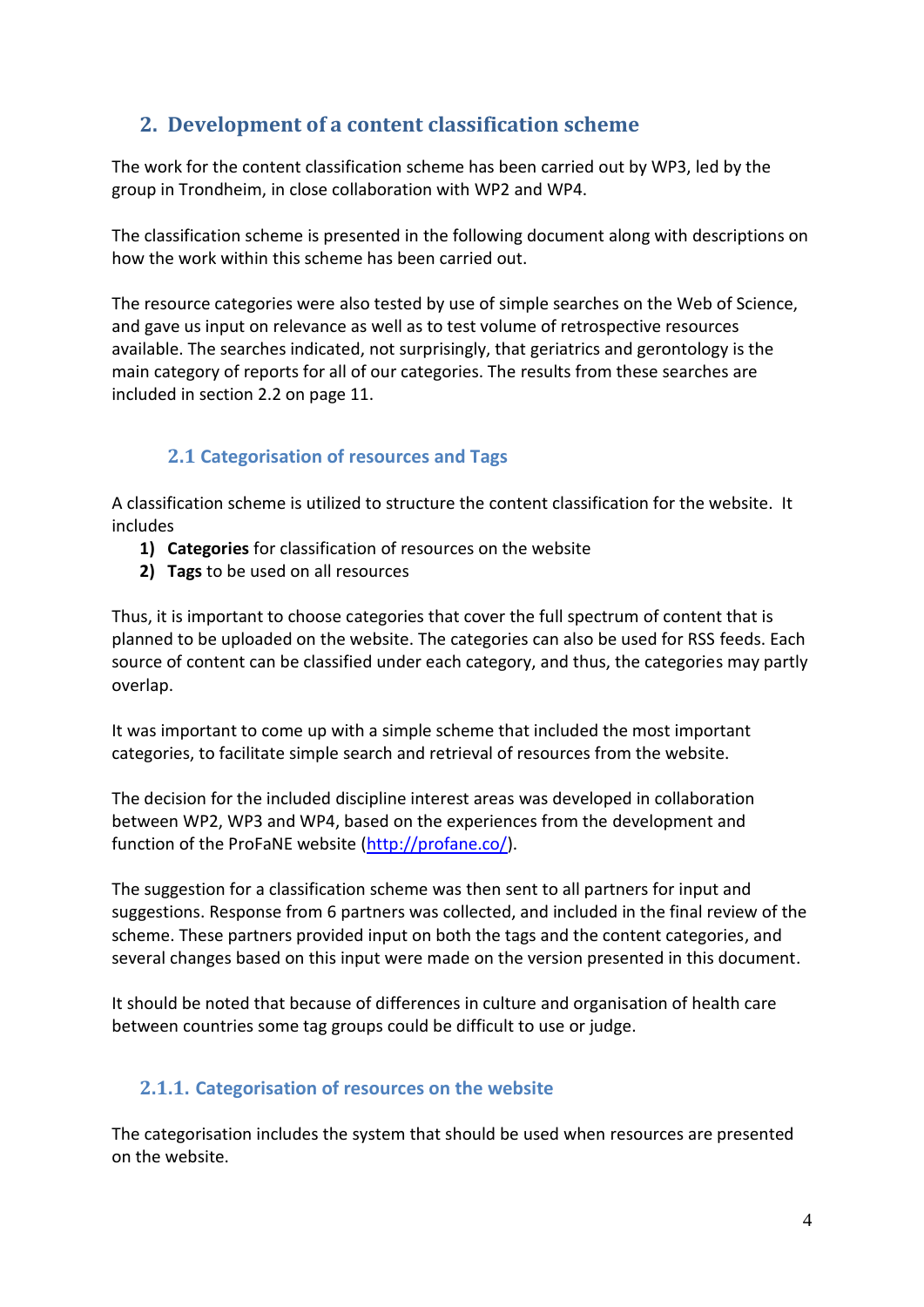## 2. Development of a content classification scheme

The work for the content classification scheme has been carried out by WP3, led by the group in Trondheim, in close collaboration with WP2 and WP4.

The classification scheme is presented in the following document along with descriptions on how the work within this scheme has been carried out.

The resource categories were also tested by use of simple searches on the Web of Science, and gave us input on relevance as well as to test volume of retrospective resources available. The searches indicated, not surprisingly, that geriatrics and gerontology is the main category of reports for all of our categories. The results from these searches are included in section 2.2 on page 11.

### 2.1 Categorisation of resources and Tags

A classification scheme is utilized to structure the content classification for the website. It includes

1) **Categories** for classification of resources on the website
2) **Tags** to be used on all resources

Thus, it is important to choose categories that cover the full spectrum of content that is planned to be uploaded on the website. The categories can also be used for RSS feeds. Each source of content can be classified under each category, and thus, the categories may partly overlap.

It was important to come up with a simple scheme that included the most important categories, to facilitate simple search and retrieval of resources from the website.

The decision for the included discipline interest areas was developed in collaboration between WP2, WP3 and WP4, based on the experiences from the development and function of the ProFaNE website (http://profane.co/).

The suggestion for a classification scheme was then sent to all partners for input and suggestions. Response from 6 partners was collected, and included in the final review of the scheme. These partners provided input on both the tags and the content categories, and several changes based on this input were made on the version presented in this document.

It should be noted that because of differences in culture and organisation of health care between countries some tag groups could be difficult to use or judge.

#### 2.1.1. Categorisation of resources on the website

The categorisation includes the system that should be used when resources are presented on the website.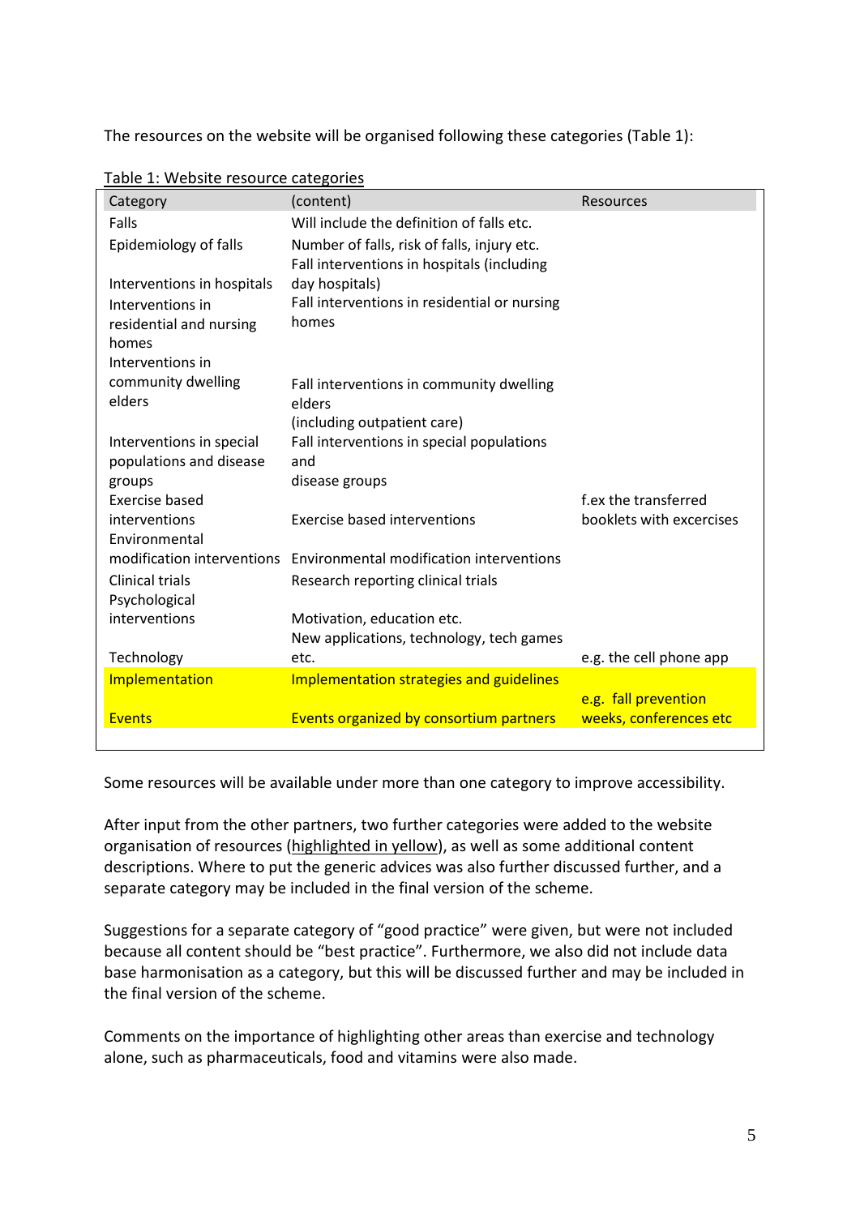The resources on the website will be organised following these categories (Table 1):

Table 1: Website resource categories

| Category | (content) | Resources |
|---|---|---|
| Falls | Will include the definition of falls etc. | |
| Epidemiology of falls | Number of falls, risk of falls, injury etc. | |
| Interventions in hospitals | Fall interventions in hospitals (including day hospitals) | |
| Interventions in residential and nursing homes | Fall interventions in residential or nursing homes | |
| Interventions in community dwelling elders | Fall interventions in community dwelling elders (including outpatient care) | |
| Interventions in special populations and disease groups | Fall interventions in special populations and disease groups | |
| Exercise based interventions | Exercise based interventions | f.ex the transferred booklets with excercises |
| Environmental modification interventions | Environmental modification interventions | |
| Clinical trials | Research reporting clinical trials | |
| Psychological interventions | Motivation, education etc. | |
| Technology | New applications, technology, tech games etc. | e.g. the cell phone app |
| Implementation | Implementation strategies and guidelines | |
| Events | Events organized by consortium partners | e.g. fall prevention weeks, conferences etc |

Some resources will be available under more than one category to improve accessibility.

After input from the other partners, two further categories were added to the website organisation of resources (highlighted in yellow), as well as some additional content descriptions. Where to put the generic advices was also further discussed further, and a separate category may be included in the final version of the scheme.

Suggestions for a separate category of "good practice" were given, but were not included because all content should be "best practice". Furthermore, we also did not include data base harmonisation as a category, but this will be discussed further and may be included in the final version of the scheme.

Comments on the importance of highlighting other areas than exercise and technology alone, such as pharmaceuticals, food and vitamins were also made.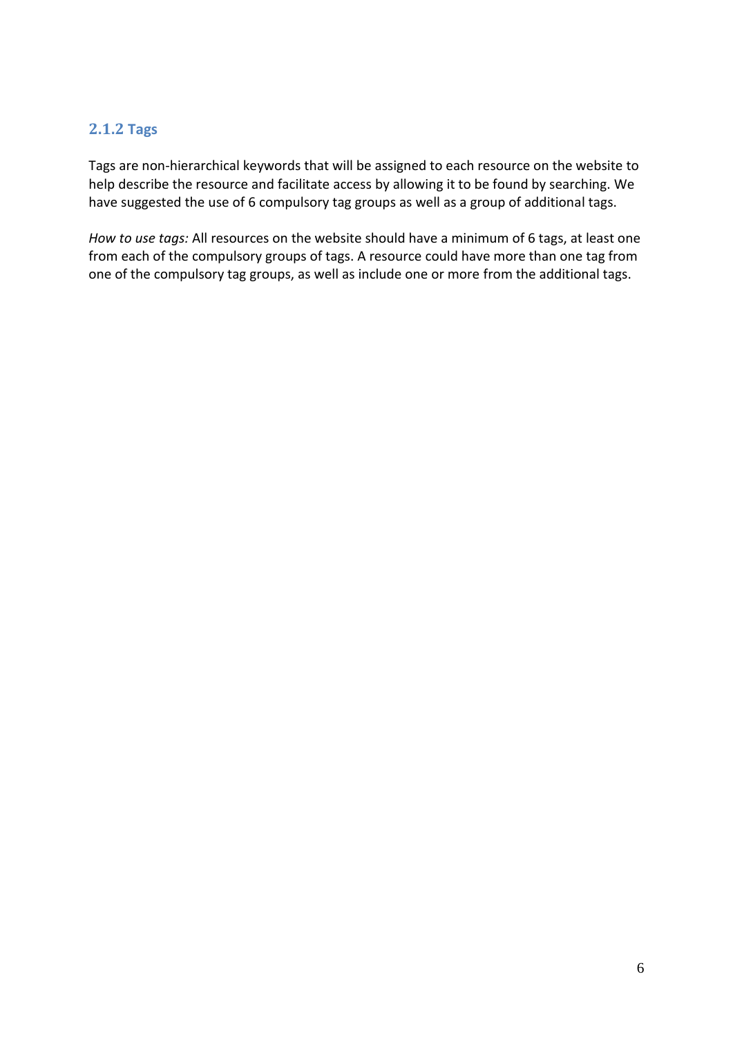### 2.1.2 Tags

Tags are non-hierarchical keywords that will be assigned to each resource on the website to help describe the resource and facilitate access by allowing it to be found by searching. We have suggested the use of 6 compulsory tag groups as well as a group of additional tags.

*How to use tags:* All resources on the website should have a minimum of 6 tags, at least one from each of the compulsory groups of tags. A resource could have more than one tag from one of the compulsory tag groups, as well as include one or more from the additional tags.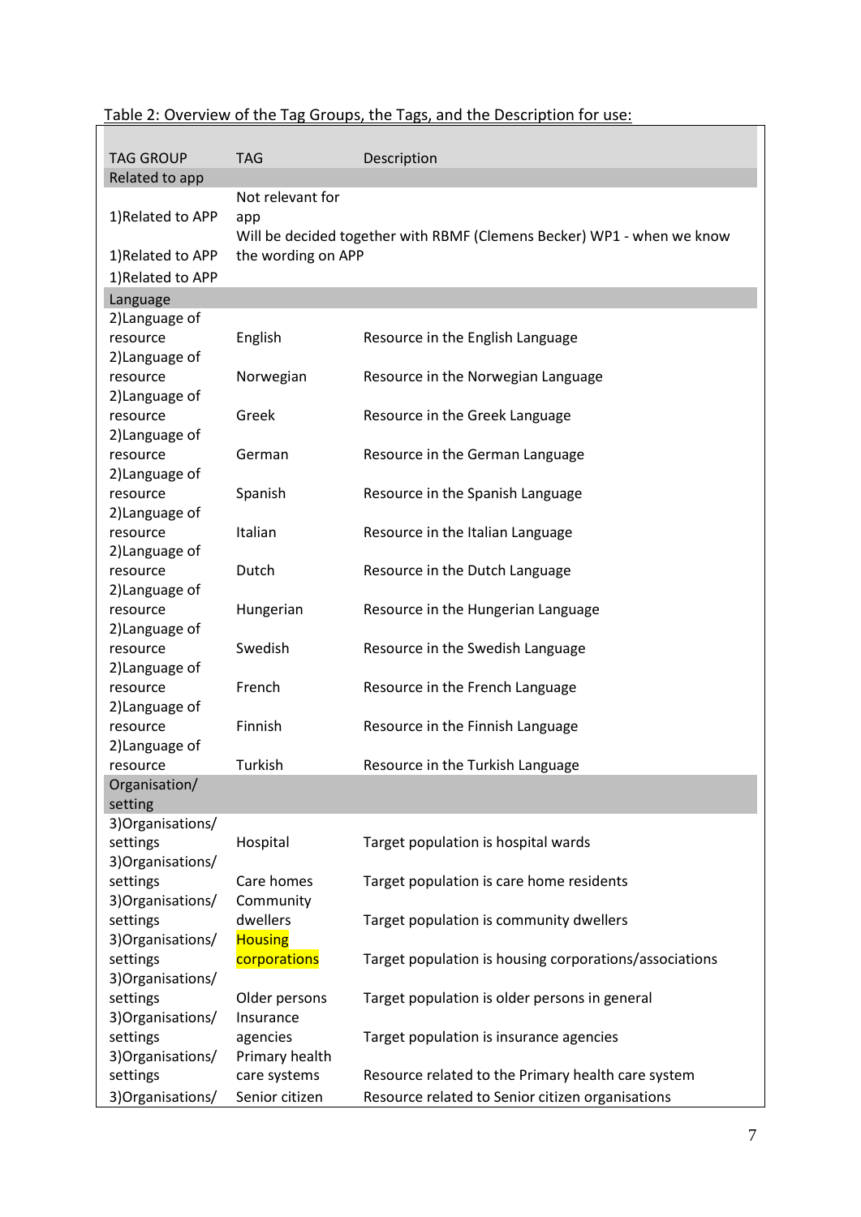Table 2: Overview of the Tag Groups, the Tags, and the Description for use:

| TAG GROUP | TAG | Description |
|---|---|---|
| Related to app | | |
| 1)Related to APP | Not relevant for app | |
| 1)Related to APP | Will be decided together with RBMF (Clemens Becker) WP1 - when we know the wording on APP | |
| 1)Related to APP | | |
| Language | | |
| 2)Language of resource | English | Resource in the English Language |
| 2)Language of resource | Norwegian | Resource in the Norwegian Language |
| 2)Language of resource | Greek | Resource in the Greek Language |
| 2)Language of resource | German | Resource in the German Language |
| 2)Language of resource | Spanish | Resource in the Spanish Language |
| 2)Language of resource | Italian | Resource in the Italian Language |
| 2)Language of resource | Dutch | Resource in the Dutch Language |
| 2)Language of resource | Hungerian | Resource in the Hungerian Language |
| 2)Language of resource | Swedish | Resource in the Swedish Language |
| 2)Language of resource | French | Resource in the French Language |
| 2)Language of resource | Finnish | Resource in the Finnish Language |
| 2)Language of resource | Turkish | Resource in the Turkish Language |
| Organisation/ setting | | |
| 3)Organisations/ settings | Hospital | Target population is hospital wards |
| 3)Organisations/ settings | Care homes | Target population is care home residents |
| 3)Organisations/ settings | Community dwellers | Target population is community dwellers |
| 3)Organisations/ settings | Housing corporations | Target population is housing corporations/associations |
| 3)Organisations/ settings | Older persons | Target population is older persons in general |
| 3)Organisations/ settings | Insurance agencies | Target population is insurance agencies |
| 3)Organisations/ settings | Primary health care systems | Resource related to the Primary health care system |
| 3)Organisations/ | Senior citizen | Resource related to Senior citizen organisations |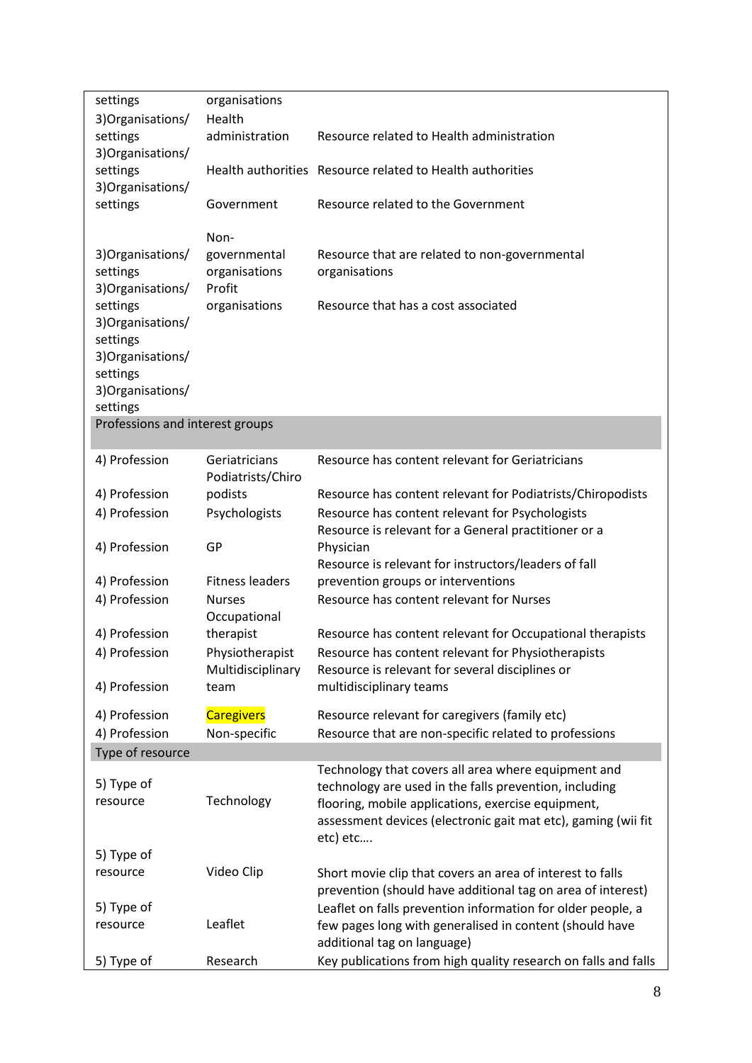| | | |
|---|---|---|
| settings | organisations | |
| 3)Organisations/ settings | Health administration | Resource related to Health administration |
| 3)Organisations/ settings | Health authorities | Resource related to Health authorities |
| 3)Organisations/ settings | Government | Resource related to the Government |
| 3)Organisations/ settings | Non-governmental organisations | Resource that are related to non-governmental organisations |
| 3)Organisations/ settings | Profit organisations | Resource that has a cost associated |
| 3)Organisations/ settings | | |
| 3)Organisations/ settings | | |
| 3)Organisations/ settings | | |
| Professions and interest groups | | |
| 4) Profession | Geriatricians | Resource has content relevant for Geriatricians |
| 4) Profession | Podiatrists/Chiropodists | Resource has content relevant for Podiatrists/Chiropodists |
| 4) Profession | Psychologists | Resource has content relevant for Psychologists |
| 4) Profession | GP | Resource is relevant for a General practitioner or a Physician |
| 4) Profession | Fitness leaders | Resource is relevant for instructors/leaders of fall prevention groups or interventions |
| 4) Profession | Nurses | Resource has content relevant for Nurses |
| 4) Profession | Occupational therapist | Resource has content relevant for Occupational therapists |
| 4) Profession | Physiotherapist | Resource has content relevant for Physiotherapists |
| 4) Profession | Multidisciplinary team | Resource is relevant for several disciplines or multidisciplinary teams |
| 4) Profession | Caregivers | Resource relevant for caregivers (family etc) |
| 4) Profession | Non-specific | Resource that are non-specific related to professions |
| Type of resource | | |
| 5) Type of resource | Technology | Technology that covers all area where equipment and technology are used in the falls prevention, including flooring, mobile applications, exercise equipment, assessment devices (electronic gait mat etc), gaming (wii fit etc) etc…. |
| 5) Type of resource | Video Clip | Short movie clip that covers an area of interest to falls prevention (should have additional tag on area of interest) |
| 5) Type of resource | Leaflet | Leaflet on falls prevention information for older people, a few pages long with generalised in content (should have additional tag on language) |
| 5) Type of | Research | Key publications from high quality research on falls and falls |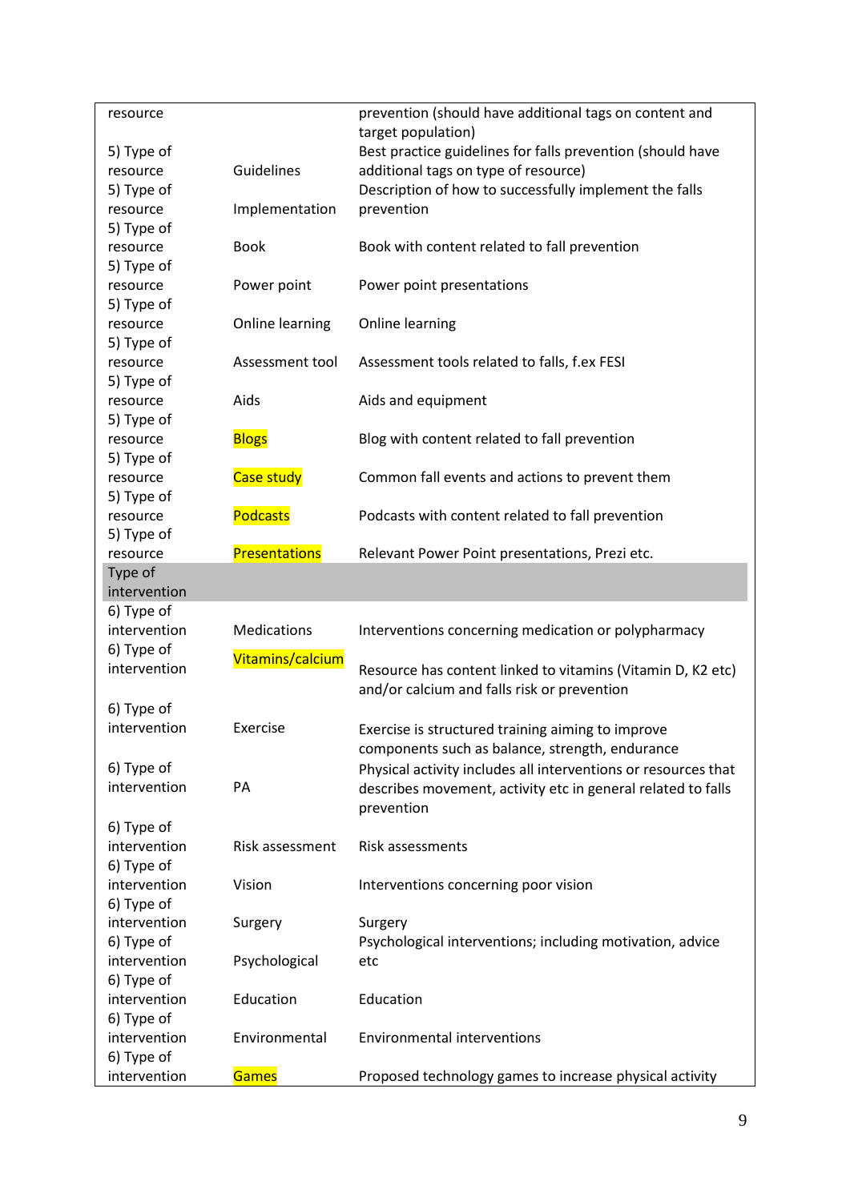| | | |
|---|---|---|
| resource | | prevention (should have additional tags on content and target population) |
| 5) Type of resource | Guidelines | Best practice guidelines for falls prevention (should have additional tags on type of resource) |
| 5) Type of resource | Implementation | Description of how to successfully implement the falls prevention |
| 5) Type of resource | Book | Book with content related to fall prevention |
| 5) Type of resource | Power point | Power point presentations |
| 5) Type of resource | Online learning | Online learning |
| 5) Type of resource | Assessment tool | Assessment tools related to falls, f.ex FESI |
| 5) Type of resource | Aids | Aids and equipment |
| 5) Type of resource | Blogs | Blog with content related to fall prevention |
| 5) Type of resource | Case study | Common fall events and actions to prevent them |
| 5) Type of resource | Podcasts | Podcasts with content related to fall prevention |
| 5) Type of resource | Presentations | Relevant Power Point presentations, Prezi etc. |
| Type of intervention | | |
| 6) Type of intervention | Medications | Interventions concerning medication or polypharmacy |
| 6) Type of intervention | Vitamins/calcium | Resource has content linked to vitamins (Vitamin D, K2 etc) and/or calcium and falls risk or prevention |
| 6) Type of intervention | Exercise | Exercise is structured training aiming to improve components such as balance, strength, endurance |
| 6) Type of intervention | PA | Physical activity includes all interventions or resources that describes movement, activity etc in general related to falls prevention |
| 6) Type of intervention | Risk assessment | Risk assessments |
| 6) Type of intervention | Vision | Interventions concerning poor vision |
| 6) Type of intervention | Surgery | Surgery |
| 6) Type of intervention | Psychological | Psychological interventions; including motivation, advice etc |
| 6) Type of intervention | Education | Education |
| 6) Type of intervention | Environmental | Environmental interventions |
| 6) Type of intervention | Games | Proposed technology games to increase physical activity |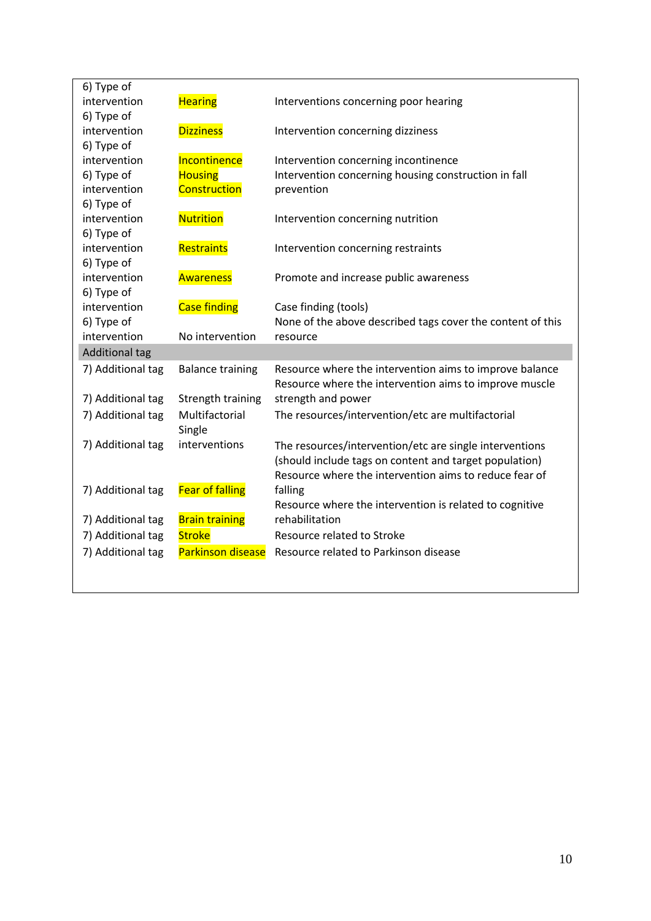| | | |
|---|---|---|
| 6) Type of intervention | Hearing | Interventions concerning poor hearing |
| 6) Type of intervention | Dizziness | Intervention concerning dizziness |
| 6) Type of intervention | Incontinence | Intervention concerning incontinence |
| 6) Type of intervention | Housing Construction | Intervention concerning housing construction in fall prevention |
| 6) Type of intervention | Nutrition | Intervention concerning nutrition |
| 6) Type of intervention | Restraints | Intervention concerning restraints |
| 6) Type of intervention | Awareness | Promote and increase public awareness |
| 6) Type of intervention | Case finding | Case finding (tools) |
| 6) Type of intervention | No intervention | None of the above described tags cover the content of this resource |
| Additional tag | | |
| 7) Additional tag | Balance training | Resource where the intervention aims to improve balance |
| 7) Additional tag | Strength training | Resource where the intervention aims to improve muscle strength and power |
| 7) Additional tag | Multifactorial | The resources/intervention/etc are multifactorial |
| 7) Additional tag | Single interventions | The resources/intervention/etc are single interventions (should include tags on content and target population) |
| 7) Additional tag | Fear of falling | Resource where the intervention aims to reduce fear of falling |
| 7) Additional tag | Brain training | Resource where the intervention is related to cognitive rehabilitation |
| 7) Additional tag | Stroke | Resource related to Stroke |
| 7) Additional tag | Parkinson disease | Resource related to Parkinson disease |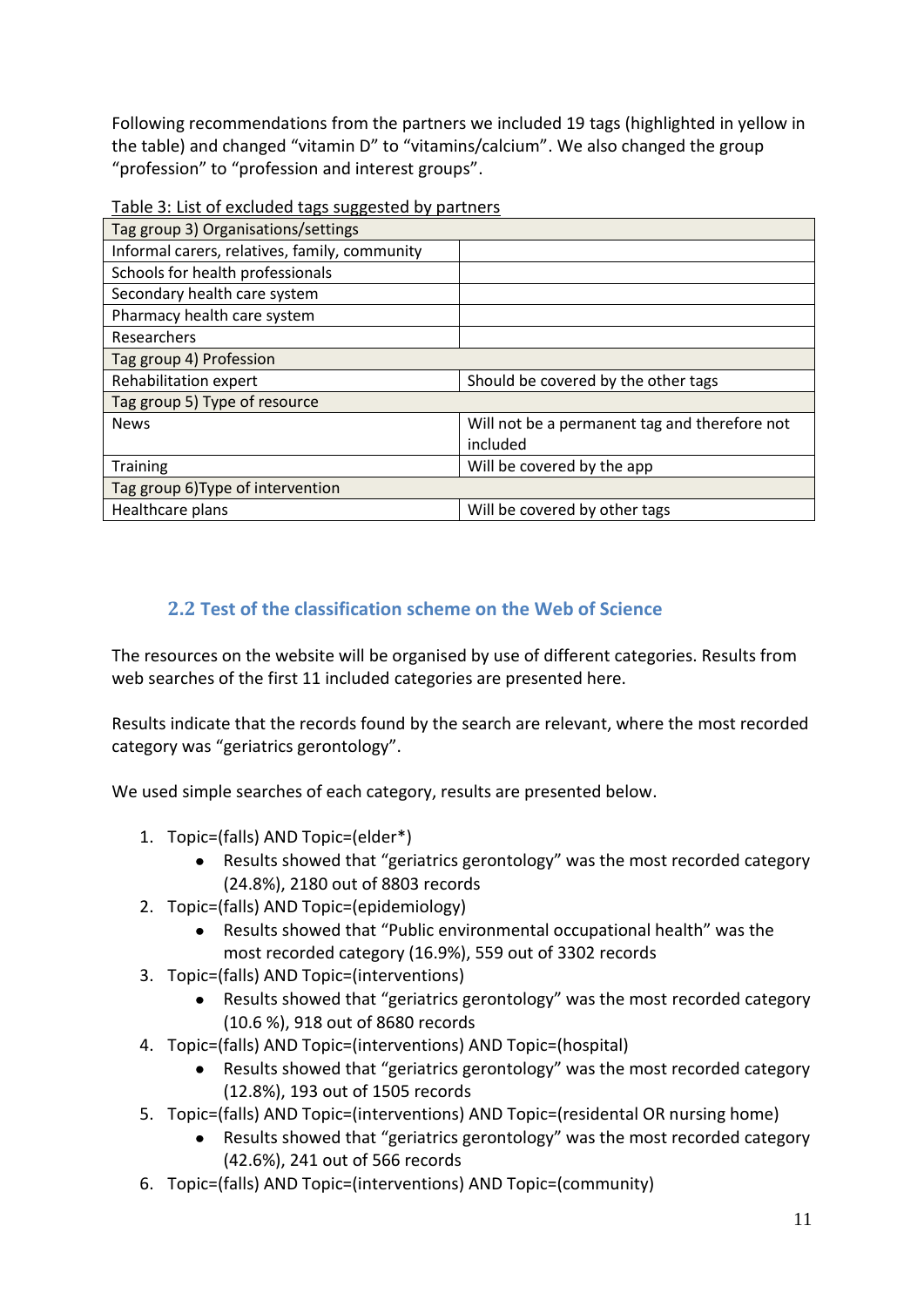Following recommendations from the partners we included 19 tags (highlighted in yellow in the table) and changed "vitamin D" to "vitamins/calcium". We also changed the group "profession" to "profession and interest groups".

Table 3: List of excluded tags suggested by partners

| Tag group 3) Organisations/settings | |
|---|---|
| Informal carers, relatives, family, community | |
| Schools for health professionals | |
| Secondary health care system | |
| Pharmacy health care system | |
| Researchers | |
| Tag group 4) Profession | |
| Rehabilitation expert | Should be covered by the other tags |
| Tag group 5) Type of resource | |
| News | Will not be a permanent tag and therefore not included |
| Training | Will be covered by the app |
| Tag group 6)Type of intervention | |
| Healthcare plans | Will be covered by other tags |

## 2.2 Test of the classification scheme on the Web of Science

The resources on the website will be organised by use of different categories. Results from web searches of the first 11 included categories are presented here.

Results indicate that the records found by the search are relevant, where the most recorded category was "geriatrics gerontology".

We used simple searches of each category, results are presented below.

1. Topic=(falls) AND Topic=(elder*)
   - Results showed that "geriatrics gerontology" was the most recorded category (24.8%), 2180 out of 8803 records
2. Topic=(falls) AND Topic=(epidemiology)
   - Results showed that "Public environmental occupational health" was the most recorded category (16.9%), 559 out of 3302 records
3. Topic=(falls) AND Topic=(interventions)
   - Results showed that "geriatrics gerontology" was the most recorded category (10.6 %), 918 out of 8680 records
4. Topic=(falls) AND Topic=(interventions) AND Topic=(hospital)
   - Results showed that "geriatrics gerontology" was the most recorded category (12.8%), 193 out of 1505 records
5. Topic=(falls) AND Topic=(interventions) AND Topic=(residental OR nursing home)
   - Results showed that "geriatrics gerontology" was the most recorded category (42.6%), 241 out of 566 records
6. Topic=(falls) AND Topic=(interventions) AND Topic=(community)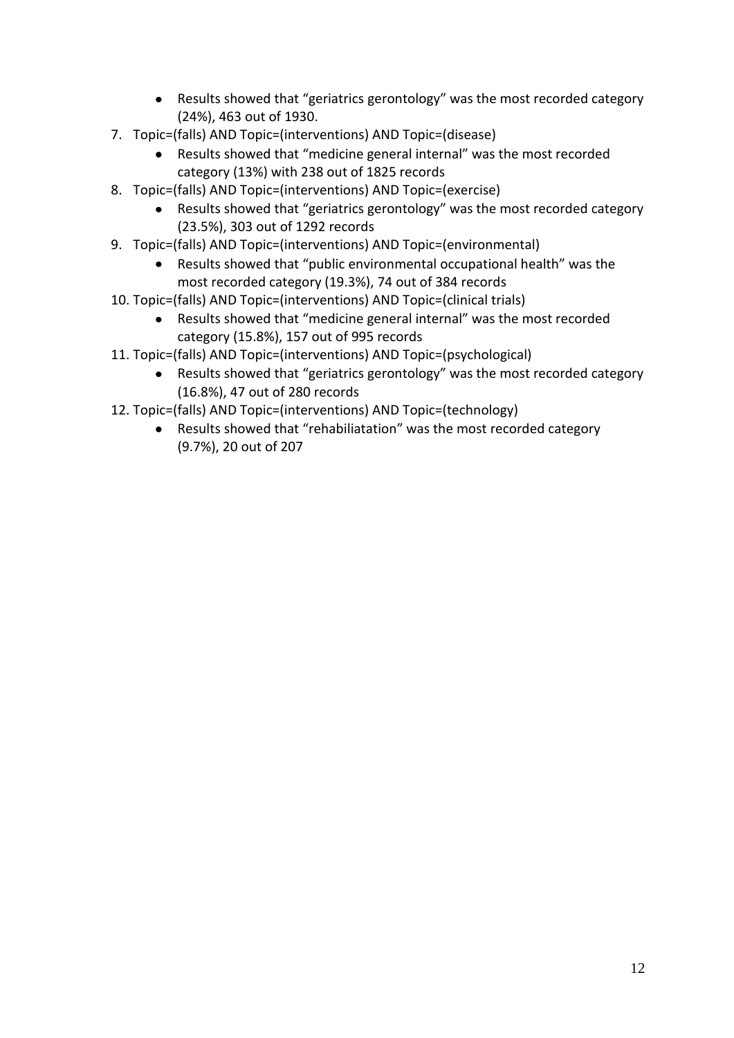- Results showed that "geriatrics gerontology" was the most recorded category (24%), 463 out of 1930.

7. Topic=(falls) AND Topic=(interventions) AND Topic=(disease)
   - Results showed that "medicine general internal" was the most recorded category (13%) with 238 out of 1825 records
8. Topic=(falls) AND Topic=(interventions) AND Topic=(exercise)
   - Results showed that "geriatrics gerontology" was the most recorded category (23.5%), 303 out of 1292 records
9. Topic=(falls) AND Topic=(interventions) AND Topic=(environmental)
   - Results showed that "public environmental occupational health" was the most recorded category (19.3%), 74 out of 384 records
10. Topic=(falls) AND Topic=(interventions) AND Topic=(clinical trials)
    - Results showed that "medicine general internal" was the most recorded category (15.8%), 157 out of 995 records
11. Topic=(falls) AND Topic=(interventions) AND Topic=(psychological)
    - Results showed that "geriatrics gerontology" was the most recorded category (16.8%), 47 out of 280 records
12. Topic=(falls) AND Topic=(interventions) AND Topic=(technology)
    - Results showed that "rehabiliatation" was the most recorded category (9.7%), 20 out of 207